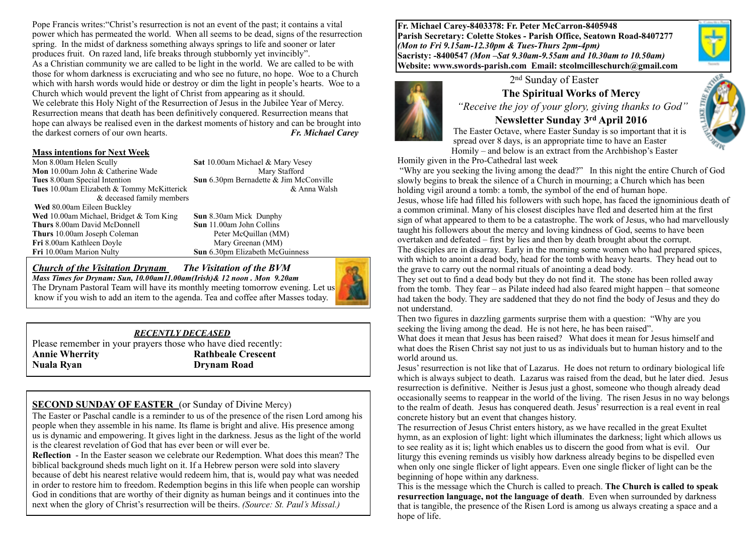Pope Francis writes:"Christ's resurrection is not an event of the past; it contains a vital power which has permeated the world. When all seems to be dead, signs of the resurrection spring. In the midst of darkness something always springs to life and sooner or later produces fruit. On razed land, life breaks through stubbornly yet invincibly".
As a Christian community we are called to be light in the world. We are called to be with those for whom darkness is excruciating and who see no future, no hope. Woe to a Church which with harsh words would hide or destroy or dim the light in people's hearts. Woe to a Church which would prevent the light of Christ from appearing as it should.
We celebrate this Holy Night of the Resurrection of Jesus in the Jubilee Year of Mercy. Resurrection means that death has been definitively conquered. Resurrection means that hope can always be realised even in the darkest moments of history and can be brought into the darkest corners of our own hearts. ***Fr. Michael Carey***

## Mass intentions for Next Week

| | |
|---|---|
| Mon 8.00am Helen Scully | **Sat** 10.00am Michael & Mary Vesey |
| **Mon** 10.00am John & Catherine Wade | Mary Stafford |
| **Tues** 8.00am Special Intention | **Sun** 6.30pm Bernadette & Jim McConville |
| **Tues** 10.00am Elizabeth & Tommy McKitterick & deceased family members | & Anna Walsh |
| **Wed** 80.00am Eileen Buckley | |
| **Wed** 10.00am Michael, Bridget & Tom King | **Sun** 8.30am Mick Dunphy |
| **Thurs** 8.00am David McDonnell | **Sun** 11.00am John Collins |
| **Thurs** 10.00am Joseph Coleman | Peter McQuillan (MM) |
| **Fri** 8.00am Kathleen Doyle | Mary Greenan (MM) |
| **Fri** 10.00am Marion Nulty | **Sun** 6.30pm Elizabeth McGuinness |

***Church of the Visitation Drynam*** ***The Visitation of the BVM***
***Mass Times for Drynam: Sun, 10.00am11.00am(Irish)& 12 noon . Mon 9.20am***
The Drynam Pastoral Team will have its monthly meeting tomorrow evening. Let us know if you wish to add an item to the agenda. Tea and coffee after Masses today.

***RECENTLY DECEASED***

Please remember in your prayers those who have died recently:

| | |
|---|---|
| **Annie Wherrity** | **Rathbeale Crescent** |
| **Nuala Ryan** | **Drynam Road** |

**SECOND SUNDAY OF EASTER** (or Sunday of Divine Mercy)

The Easter or Paschal candle is a reminder to us of the presence of the risen Lord among his people when they assemble in his name. Its flame is bright and alive. His presence among us is dynamic and empowering. It gives light in the darkness. Jesus as the light of the world is the clearest revelation of God that has ever been or will ever be.

**Reflection** - In the Easter season we celebrate our Redemption. What does this mean? The biblical background sheds much light on it. If a Hebrew person were sold into slavery because of debt his nearest relative would redeem him, that is, would pay what was needed in order to restore him to freedom. Redemption begins in this life when people can worship God in conditions that are worthy of their dignity as human beings and it continues into the next when the glory of Christ's resurrection will be theirs. *(Source: St. Paul's Missal.)*

**Fr. Michael Carey-8403378: Fr. Peter McCarron-8405948**
**Parish Secretary: Colette Stokes - Parish Office, Seatown Road-8407277**
***(Mon to Fri 9.15am-12.30pm & Tues-Thurs 2pm-4pm)***
**Sacristy: -8400547** ***(Mon –Sat 9.30am-9.55am and 10.30am to 10.50am)***
**Website: www.swords-parish.com Email: stcolmcilleschurch@gmail.com**

2nd Sunday of Easter

## The Spiritual Works of Mercy

*"Receive the joy of your glory, giving thanks to God"*

## Newsletter Sunday 3rd April 2016

The Easter Octave, where Easter Sunday is so important that it is spread over 8 days, is an appropriate time to have an Easter Homily – and below is an extract from the Archbishop's Easter Homily given in the Pro-Cathedral last week

"Why are you seeking the living among the dead?" In this night the entire Church of God slowly begins to break the silence of a Church in mourning; a Church which has been holding vigil around a tomb: a tomb, the symbol of the end of human hope.

Jesus, whose life had filled his followers with such hope, has faced the ignominious death of a common criminal. Many of his closest disciples have fled and deserted him at the first sign of what appeared to them to be a catastrophe. The work of Jesus, who had marvellously taught his followers about the mercy and loving kindness of God, seems to have been overtaken and defeated – first by lies and then by death brought about the corrupt.

The disciples are in disarray. Early in the morning some women who had prepared spices, with which to anoint a dead body, head for the tomb with heavy hearts. They head out to the grave to carry out the normal rituals of anointing a dead body.

They set out to find a dead body but they do not find it. The stone has been rolled away from the tomb. They fear – as Pilate indeed had also feared might happen – that someone had taken the body. They are saddened that they do not find the body of Jesus and they do not understand.

Then two figures in dazzling garments surprise them with a question: "Why are you seeking the living among the dead. He is not here, he has been raised".

What does it mean that Jesus has been raised? What does it mean for Jesus himself and what does the Risen Christ say not just to us as individuals but to human history and to the world around us.

Jesus' resurrection is not like that of Lazarus. He does not return to ordinary biological life which is always subject to death. Lazarus was raised from the dead, but he later died. Jesus resurrection is definitive. Neither is Jesus just a ghost, someone who though already dead occasionally seems to reappear in the world of the living. The risen Jesus in no way belongs to the realm of death. Jesus has conquered death. Jesus' resurrection is a real event in real concrete history but an event that changes history.

The resurrection of Jesus Christ enters history, as we have recalled in the great Exultet hymn, as an explosion of light: light which illuminates the darkness; light which allows us to see reality as it is; light which enables us to discern the good from what is evil. Our liturgy this evening reminds us visibly how darkness already begins to be dispelled even when only one single flicker of light appears. Even one single flicker of light can be the beginning of hope within any darkness.

This is the message which the Church is called to preach. **The Church is called to speak resurrection language, not the language of death**. Even when surrounded by darkness that is tangible, the presence of the Risen Lord is among us always creating a space and a hope of life.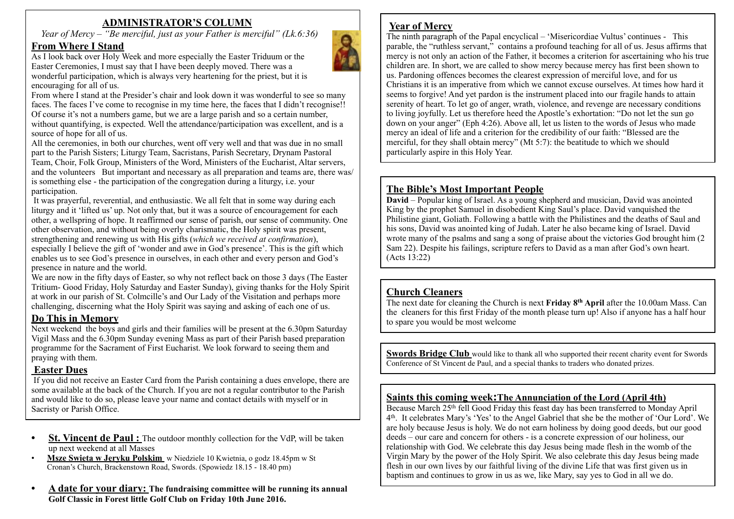## ADMINISTRATOR'S COLUMN

*Year of Mercy – "Be merciful, just as your Father is merciful" (Lk.6:36)*

### From Where I Stand

As I look back over Holy Week and more especially the Easter Triduum or the Easter Ceremonies, I must say that I have been deeply moved. There was a wonderful participation, which is always very heartening for the priest, but it is encouraging for all of us.

From where I stand at the Presider's chair and look down it was wonderful to see so many faces. The faces I've come to recognise in my time here, the faces that I didn't recognise!! Of course it's not a numbers game, but we are a large parish and so a certain number, without quantifying, is expected. Well the attendance/participation was excellent, and is a source of hope for all of us.

All the ceremonies, in both our churches, went off very well and that was due in no small part to the Parish Sisters; Liturgy Team, Sacristans, Parish Secretary, Drynam Pastoral Team, Choir, Folk Group, Ministers of the Word, Ministers of the Eucharist, Altar servers, and the volunteers But important and necessary as all preparation and teams are, there was/ is something else - the participation of the congregation during a liturgy, i.e. your participation.

It was prayerful, reverential, and enthusiastic. We all felt that in some way during each liturgy and it 'lifted us' up. Not only that, but it was a source of encouragement for each other, a wellspring of hope. It reaffirmed our sense of parish, our sense of community. One other observation, and without being overly charismatic, the Holy spirit was present, strengthening and renewing us with His gifts (*which we received at confirmation*), especially I believe the gift of 'wonder and awe in God's presence'. This is the gift which enables us to see God's presence in ourselves, in each other and every person and God's presence in nature and the world.

We are now in the fifty days of Easter, so why not reflect back on those 3 days (The Easter Tritium- Good Friday, Holy Saturday and Easter Sunday), giving thanks for the Holy Spirit at work in our parish of St. Colmcille's and Our Lady of the Visitation and perhaps more challenging, discerning what the Holy Spirit was saying and asking of each one of us.

### Do This in Memory

Next weekend the boys and girls and their families will be present at the 6.30pm Saturday Vigil Mass and the 6.30pm Sunday evening Mass as part of their Parish based preparation programme for the Sacrament of First Eucharist. We look forward to seeing them and praying with them.

### Easter Dues

If you did not receive an Easter Card from the Parish containing a dues envelope, there are some available at the back of the Church. If you are not a regular contributor to the Parish and would like to do so, please leave your name and contact details with myself or in Sacristy or Parish Office.

- **St. Vincent de Paul :** The outdoor monthly collection for the VdP, will be taken up next weekend at all Masses
- **Msze Swieta w Jeryku Polskim** w Niedziele 10 Kwietnia, o godz 18.45pm w St Cronan's Church, Brackenstown Road, Swords. (Spowiedz 18.15 - 18.40 pm)
- **A date for your diary: The fundraising committee will be running its annual Golf Classic in Forest little Golf Club on Friday 10th June 2016.**

## Year of Mercy

The ninth paragraph of the Papal encyclical – 'Misericordiae Vultus' continues - This parable, the "ruthless servant," contains a profound teaching for all of us. Jesus affirms that mercy is not only an action of the Father, it becomes a criterion for ascertaining who his true children are. In short, we are called to show mercy because mercy has first been shown to us. Pardoning offences becomes the clearest expression of merciful love, and for us Christians it is an imperative from which we cannot excuse ourselves. At times how hard it seems to forgive! And yet pardon is the instrument placed into our fragile hands to attain serenity of heart. To let go of anger, wrath, violence, and revenge are necessary conditions to living joyfully. Let us therefore heed the Apostle's exhortation: "Do not let the sun go down on your anger" (Eph 4:26). Above all, let us listen to the words of Jesus who made mercy an ideal of life and a criterion for the credibility of our faith: "Blessed are the merciful, for they shall obtain mercy" (Mt 5:7): the beatitude to which we should particularly aspire in this Holy Year.

## The Bible's Most Important People

**David** – Popular king of Israel. As a young shepherd and musician, David was anointed King by the prophet Samuel in disobedient King Saul's place. David vanquished the Philistine giant, Goliath. Following a battle with the Philistines and the deaths of Saul and his sons, David was anointed king of Judah. Later he also became king of Israel. David wrote many of the psalms and sang a song of praise about the victories God brought him (2 Sam 22). Despite his failings, scripture refers to David as a man after God's own heart. (Acts 13:22)

## Church Cleaners

The next date for cleaning the Church is next **Friday 8th April** after the 10.00am Mass. Can the cleaners for this first Friday of the month please turn up! Also if anyone has a half hour to spare you would be most welcome

**Swords Bridge Club** would like to thank all who supported their recent charity event for Swords Conference of St Vincent de Paul, and a special thanks to traders who donated prizes.

## Saints this coming week: The Annunciation of the Lord (April 4th)

Because March 25th fell Good Friday this feast day has been transferred to Monday April 4th. It celebrates Mary's 'Yes' to the Angel Gabriel that she be the mother of 'Our Lord'. We are holy because Jesus is holy. We do not earn holiness by doing good deeds, but our good deeds – our care and concern for others - is a concrete expression of our holiness, our relationship with God. We celebrate this day Jesus being made flesh in the womb of the Virgin Mary by the power of the Holy Spirit. We also celebrate this day Jesus being made flesh in our own lives by our faithful living of the divine Life that was first given us in baptism and continues to grow in us as we, like Mary, say yes to God in all we do.